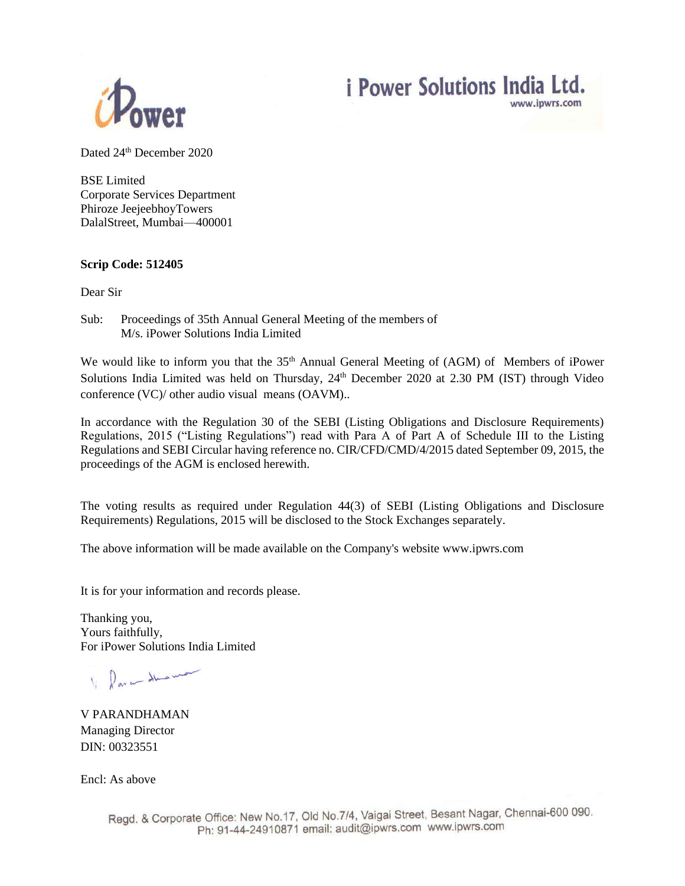iPower

i Power Solutions India Ltd.
www.ipwrs.com

Dated 24th December 2020

BSE Limited
Corporate Services Department
Phiroze JeejeebhoyTowers
DalalStreet, Mumbai—400001

**Scrip Code: 512405**

Dear Sir

Sub: Proceedings of 35th Annual General Meeting of the members of M/s. iPower Solutions India Limited

We would like to inform you that the 35th Annual General Meeting of (AGM) of Members of iPower Solutions India Limited was held on Thursday, 24th December 2020 at 2.30 PM (IST) through Video conference (VC)/ other audio visual means (OAVM)..

In accordance with the Regulation 30 of the SEBI (Listing Obligations and Disclosure Requirements) Regulations, 2015 ("Listing Regulations") read with Para A of Part A of Schedule III to the Listing Regulations and SEBI Circular having reference no. CIR/CFD/CMD/4/2015 dated September 09, 2015, the proceedings of the AGM is enclosed herewith.

The voting results as required under Regulation 44(3) of SEBI (Listing Obligations and Disclosure Requirements) Regulations, 2015 will be disclosed to the Stock Exchanges separately.

The above information will be made available on the Company's website www.ipwrs.com

It is for your information and records please.

Thanking you,
Yours faithfully,
For iPower Solutions India Limited

V PARANDHAMAN
Managing Director
DIN: 00323551

Encl: As above

Regd. & Corporate Office: New No.17, Old No.7/4, Vaigai Street, Besant Nagar, Chennai-600 090.
Ph: 91-44-24910871 email: audit@ipwrs.com www.ipwrs.com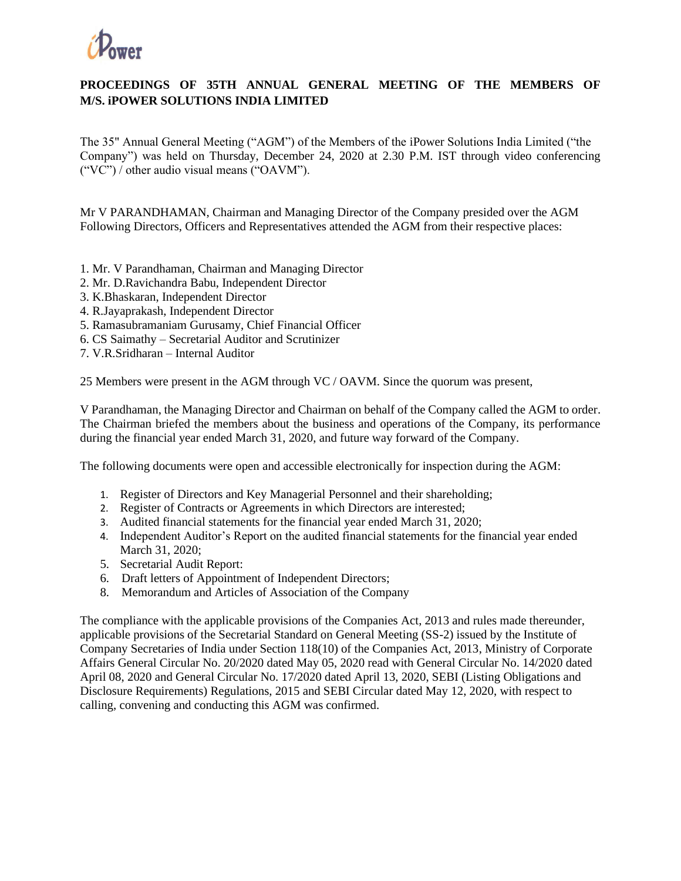## PROCEEDINGS OF 35TH ANNUAL GENERAL MEETING OF THE MEMBERS OF M/S. iPOWER SOLUTIONS INDIA LIMITED

The 35" Annual General Meeting ("AGM") of the Members of the iPower Solutions India Limited ("the Company") was held on Thursday, December 24, 2020 at 2.30 P.M. IST through video conferencing ("VC") / other audio visual means ("OAVM").

Mr V PARANDHAMAN, Chairman and Managing Director of the Company presided over the AGM Following Directors, Officers and Representatives attended the AGM from their respective places:

1. Mr. V Parandhaman, Chairman and Managing Director
2. Mr. D.Ravichandra Babu, Independent Director
3. K.Bhaskaran, Independent Director
4. R.Jayaprakash, Independent Director
5. Ramasubramaniam Gurusamy, Chief Financial Officer
6. CS Saimathy – Secretarial Auditor and Scrutinizer
7. V.R.Sridharan – Internal Auditor

25 Members were present in the AGM through VC / OAVM. Since the quorum was present,

V Parandhaman, the Managing Director and Chairman on behalf of the Company called the AGM to order. The Chairman briefed the members about the business and operations of the Company, its performance during the financial year ended March 31, 2020, and future way forward of the Company.

The following documents were open and accessible electronically for inspection during the AGM:

1. Register of Directors and Key Managerial Personnel and their shareholding;
2. Register of Contracts or Agreements in which Directors are interested;
3. Audited financial statements for the financial year ended March 31, 2020;
4. Independent Auditor's Report on the audited financial statements for the financial year ended March 31, 2020;
5. Secretarial Audit Report:
6. Draft letters of Appointment of Independent Directors;
8. Memorandum and Articles of Association of the Company

The compliance with the applicable provisions of the Companies Act, 2013 and rules made thereunder, applicable provisions of the Secretarial Standard on General Meeting (SS-2) issued by the Institute of Company Secretaries of India under Section 118(10) of the Companies Act, 2013, Ministry of Corporate Affairs General Circular No. 20/2020 dated May 05, 2020 read with General Circular No. 14/2020 dated April 08, 2020 and General Circular No. 17/2020 dated April 13, 2020, SEBI (Listing Obligations and Disclosure Requirements) Regulations, 2015 and SEBI Circular dated May 12, 2020, with respect to calling, convening and conducting this AGM was confirmed.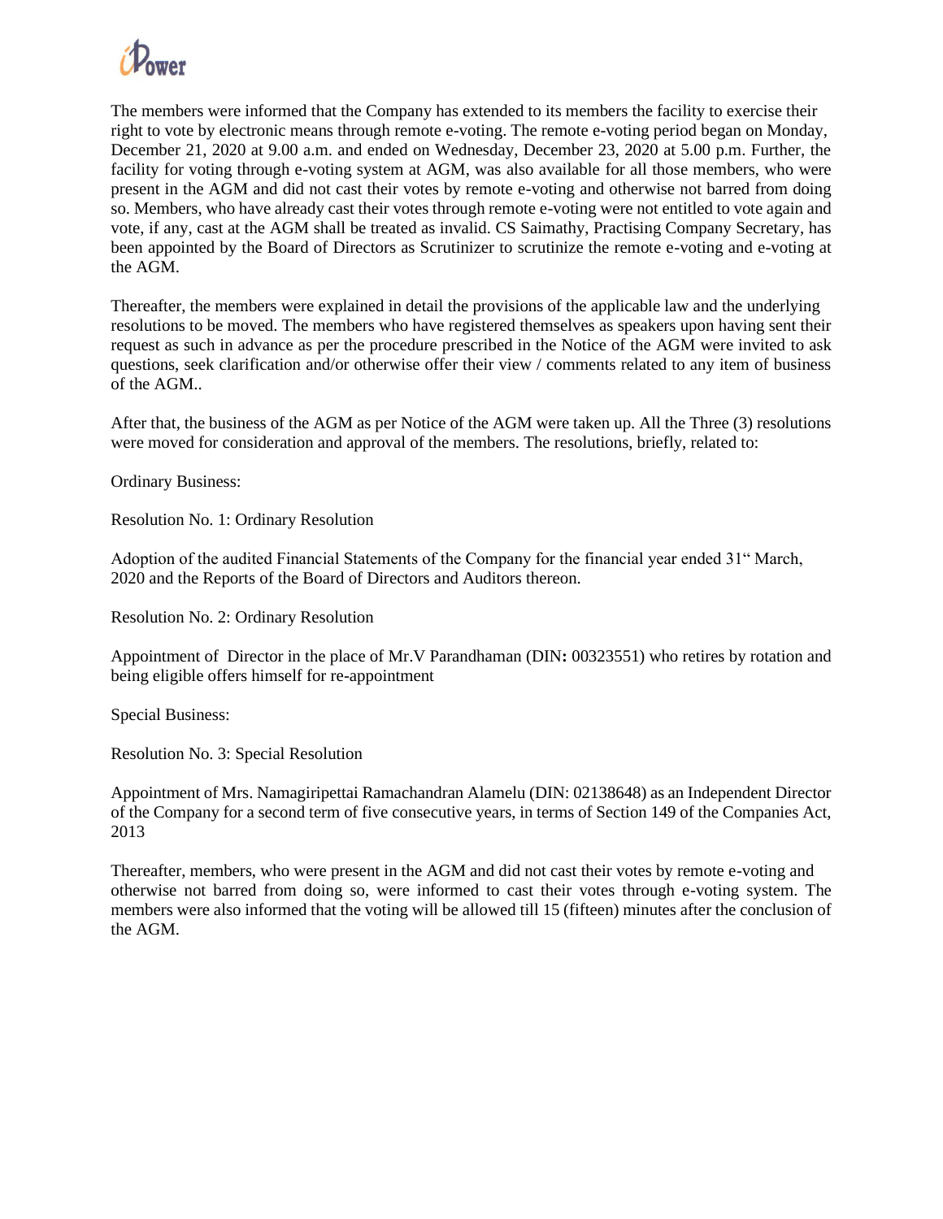The members were informed that the Company has extended to its members the facility to exercise their right to vote by electronic means through remote e-voting. The remote e-voting period began on Monday, December 21, 2020 at 9.00 a.m. and ended on Wednesday, December 23, 2020 at 5.00 p.m. Further, the facility for voting through e-voting system at AGM, was also available for all those members, who were present in the AGM and did not cast their votes by remote e-voting and otherwise not barred from doing so. Members, who have already cast their votes through remote e-voting were not entitled to vote again and vote, if any, cast at the AGM shall be treated as invalid. CS Saimathy, Practising Company Secretary, has been appointed by the Board of Directors as Scrutinizer to scrutinize the remote e-voting and e-voting at the AGM.

Thereafter, the members were explained in detail the provisions of the applicable law and the underlying resolutions to be moved. The members who have registered themselves as speakers upon having sent their request as such in advance as per the procedure prescribed in the Notice of the AGM were invited to ask questions, seek clarification and/or otherwise offer their view / comments related to any item of business of the AGM..

After that, the business of the AGM as per Notice of the AGM were taken up. All the Three (3) resolutions were moved for consideration and approval of the members. The resolutions, briefly, related to:

Ordinary Business:

Resolution No. 1: Ordinary Resolution

Adoption of the audited Financial Statements of the Company for the financial year ended 31" March, 2020 and the Reports of the Board of Directors and Auditors thereon.

Resolution No. 2: Ordinary Resolution

Appointment of Director in the place of Mr.V Parandhaman (DIN**:** 00323551) who retires by rotation and being eligible offers himself for re-appointment

Special Business:

Resolution No. 3: Special Resolution

Appointment of Mrs. Namagiripettai Ramachandran Alamelu (DIN: 02138648) as an Independent Director of the Company for a second term of five consecutive years, in terms of Section 149 of the Companies Act, 2013

Thereafter, members, who were present in the AGM and did not cast their votes by remote e-voting and otherwise not barred from doing so, were informed to cast their votes through e-voting system. The members were also informed that the voting will be allowed till 15 (fifteen) minutes after the conclusion of the AGM.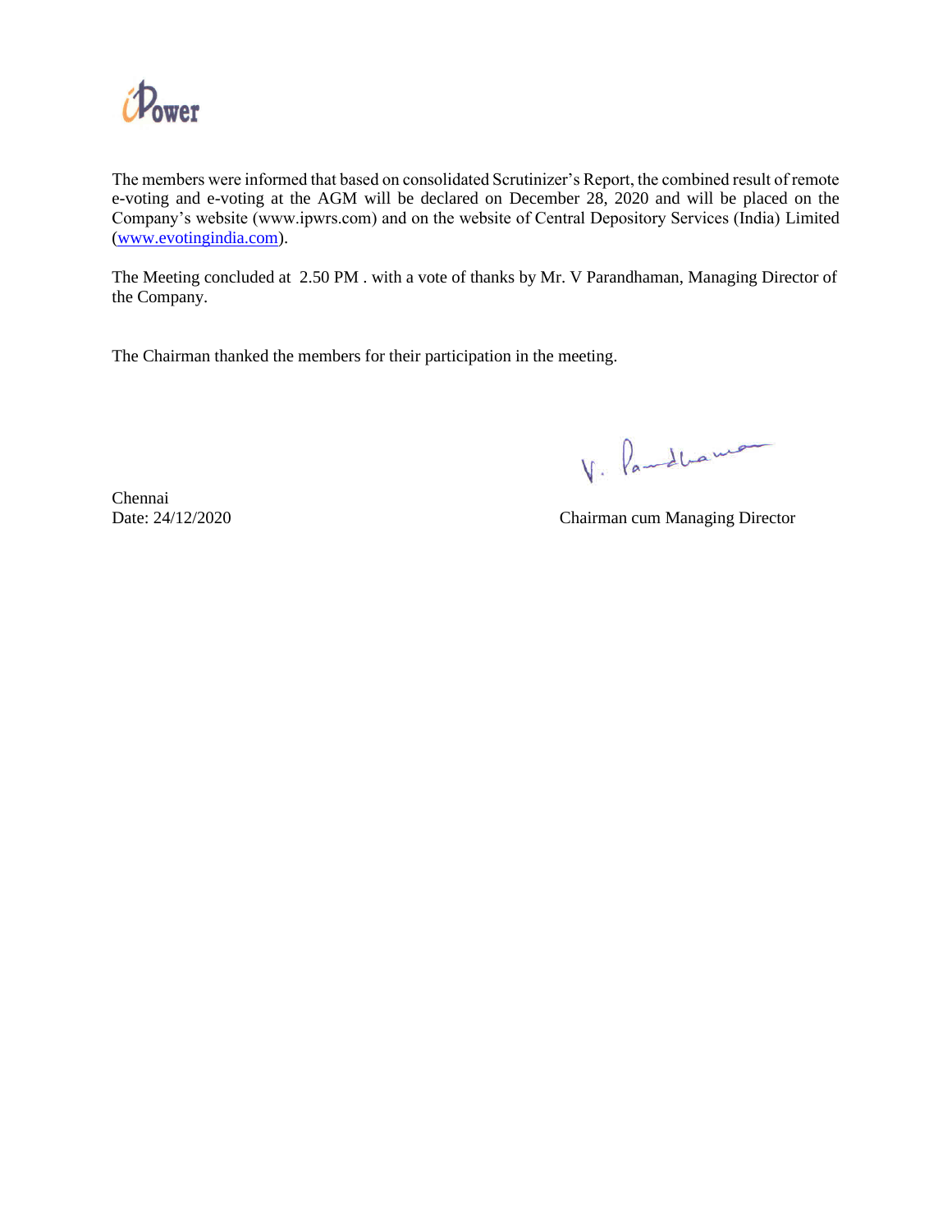The members were informed that based on consolidated Scrutinizer's Report, the combined result of remote e-voting and e-voting at the AGM will be declared on December 28, 2020 and will be placed on the Company's website (www.ipwrs.com) and on the website of Central Depository Services (India) Limited (www.evotingindia.com).

The Meeting concluded at 2.50 PM . with a vote of thanks by Mr. V Parandhaman, Managing Director of the Company.

The Chairman thanked the members for their participation in the meeting.

Chennai
Date: 24/12/2020

Chairman cum Managing Director